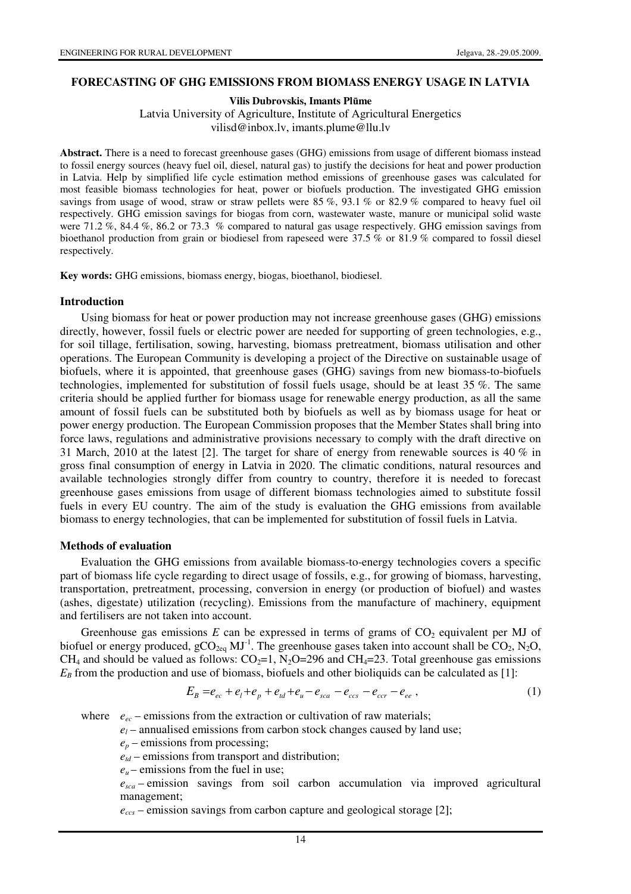# FORECASTING OF GHG EMISSIONS FROM BIOMASS ENERGY USAGE IN LATVIA

**Vilis Dubrovskis, Imants Plūme**

Latvia University of Agriculture, Institute of Agricultural Energetics
vilisd@inbox.lv, imants.plume@llu.lv

**Abstract.** There is a need to forecast greenhouse gases (GHG) emissions from usage of different biomass instead to fossil energy sources (heavy fuel oil, diesel, natural gas) to justify the decisions for heat and power production in Latvia. Help by simplified life cycle estimation method emissions of greenhouse gases was calculated for most feasible biomass technologies for heat, power or biofuels production. The investigated GHG emission savings from usage of wood, straw or straw pellets were 85 %, 93.1 % or 82.9 % compared to heavy fuel oil respectively. GHG emission savings for biogas from corn, wastewater waste, manure or municipal solid waste were 71.2 %, 84.4 %, 86.2 or 73.3 % compared to natural gas usage respectively. GHG emission savings from bioethanol production from grain or biodiesel from rapeseed were 37.5 % or 81.9 % compared to fossil diesel respectively.

**Key words:** GHG emissions, biomass energy, biogas, bioethanol, biodiesel.

## Introduction

Using biomass for heat or power production may not increase greenhouse gases (GHG) emissions directly, however, fossil fuels or electric power are needed for supporting of green technologies, e.g., for soil tillage, fertilisation, sowing, harvesting, biomass pretreatment, biomass utilisation and other operations. The European Community is developing a project of the Directive on sustainable usage of biofuels, where it is appointed, that greenhouse gases (GHG) savings from new biomass-to-biofuels technologies, implemented for substitution of fossil fuels usage, should be at least 35 %. The same criteria should be applied further for biomass usage for renewable energy production, as all the same amount of fossil fuels can be substituted both by biofuels as well as by biomass usage for heat or power energy production. The European Commission proposes that the Member States shall bring into force laws, regulations and administrative provisions necessary to comply with the draft directive on 31 March, 2010 at the latest [2]. The target for share of energy from renewable sources is 40 % in gross final consumption of energy in Latvia in 2020. The climatic conditions, natural resources and available technologies strongly differ from country to country, therefore it is needed to forecast greenhouse gases emissions from usage of different biomass technologies aimed to substitute fossil fuels in every EU country. The aim of the study is evaluation the GHG emissions from available biomass to energy technologies, that can be implemented for substitution of fossil fuels in Latvia.

## Methods of evaluation

Evaluation the GHG emissions from available biomass-to-energy technologies covers a specific part of biomass life cycle regarding to direct usage of fossils, e.g., for growing of biomass, harvesting, transportation, pretreatment, processing, conversion in energy (or production of biofuel) and wastes (ashes, digestate) utilization (recycling). Emissions from the manufacture of machinery, equipment and fertilisers are not taken into account.

Greenhouse gas emissions $E$ can be expressed in terms of grams of $CO_2$ equivalent per MJ of biofuel or energy produced, $gCO_{2eq}\ MJ^{-1}$. The greenhouse gases taken into account shall be $CO_2$, $N_2O$, $CH_4$ and should be valued as follows: $CO_2$=1, $N_2O$=296 and $CH_4$=23. Total greenhouse gas emissions $E_B$ from the production and use of biomass, biofuels and other bioliquids can be calculated as [1]:

$$E_B = e_{ec} + e_l + e_p + e_{td} + e_u - e_{sca} - e_{ccs} - e_{ccr} - e_{ee}\ , \tag{1}$$

where $e_{ec}$ – emissions from the extraction or cultivation of raw materials;

$e_l$ – annualised emissions from carbon stock changes caused by land use;

$e_p$ – emissions from processing;

$e_{td}$ – emissions from transport and distribution;

$e_u$ – emissions from the fuel in use;

$e_{sca}$ – emission savings from soil carbon accumulation via improved agricultural management;

$e_{ccs}$ – emission savings from carbon capture and geological storage [2];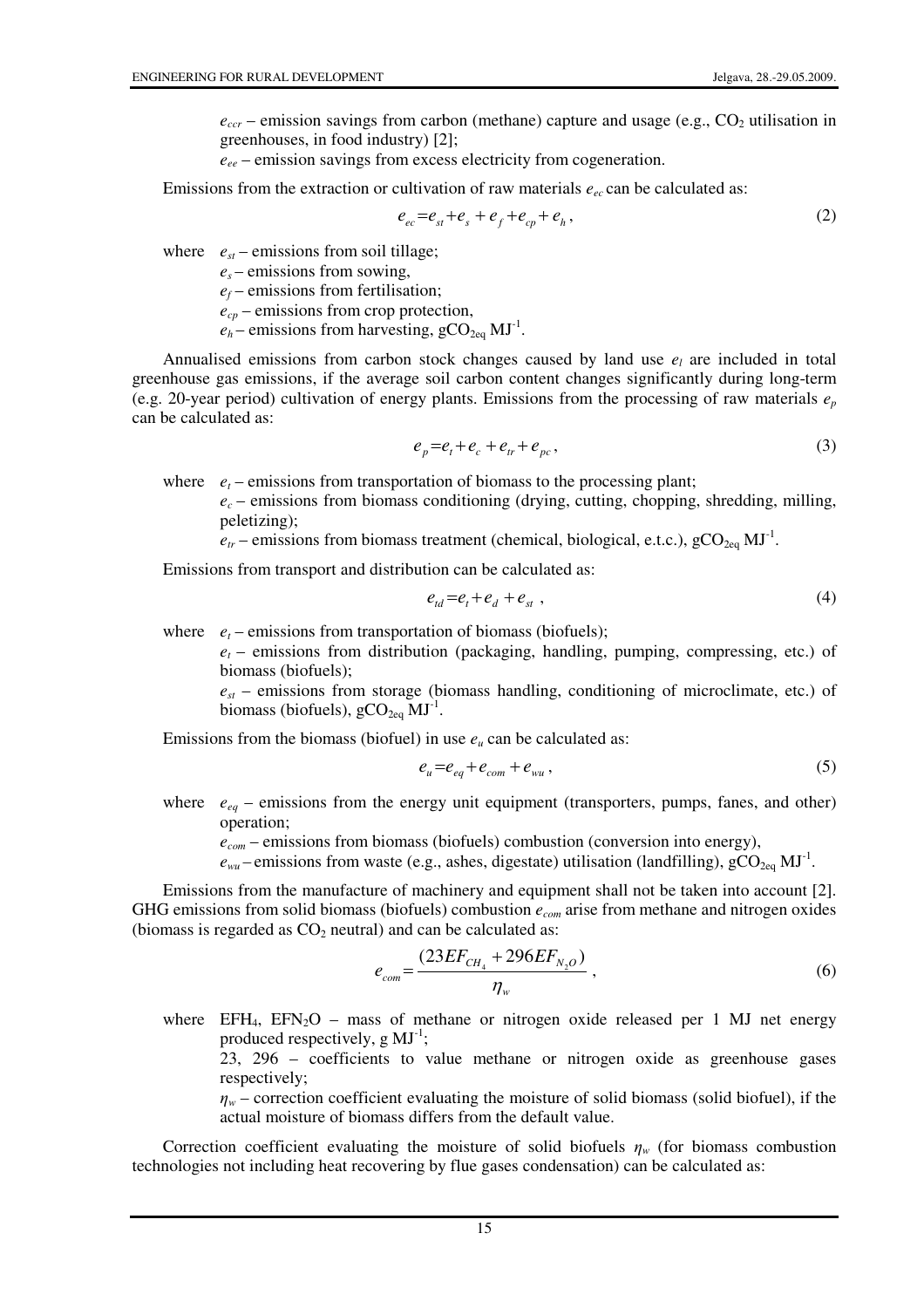$e_{ccr}$ – emission savings from carbon (methane) capture and usage (e.g., $CO_2$ utilisation in greenhouses, in food industry) [2];

$e_{ee}$ – emission savings from excess electricity from cogeneration.

Emissions from the extraction or cultivation of raw materials $e_{ec}$ can be calculated as:

$$e_{ec} = e_{st} + e_s + e_f + e_{cp} + e_h , \tag{2}$$

where $e_{st}$ – emissions from soil tillage;

$e_s$ – emissions from sowing,

$e_f$ – emissions from fertilisation;

$e_{cp}$ – emissions from crop protection,

$e_h$ – emissions from harvesting, $gCO_{2eq}\, MJ^{-1}$.

Annualised emissions from carbon stock changes caused by land use $e_l$ are included in total greenhouse gas emissions, if the average soil carbon content changes significantly during long-term (e.g. 20-year period) cultivation of energy plants. Emissions from the processing of raw materials $e_p$ can be calculated as:

$$e_p = e_t + e_c + e_{tr} + e_{pc} , \tag{3}$$

where $e_t$ – emissions from transportation of biomass to the processing plant;

$e_c$ – emissions from biomass conditioning (drying, cutting, chopping, shredding, milling, peletizing);

$e_{tr}$ – emissions from biomass treatment (chemical, biological, e.t.c.), $gCO_{2eq}\, MJ^{-1}$.

Emissions from transport and distribution can be calculated as:

$$e_{td} = e_t + e_d + e_{st} , \tag{4}$$

where $e_t$ – emissions from transportation of biomass (biofuels);

$e_t$ – emissions from distribution (packaging, handling, pumping, compressing, etc.) of biomass (biofuels);

$e_{st}$ – emissions from storage (biomass handling, conditioning of microclimate, etc.) of biomass (biofuels), $gCO_{2eq}\, MJ^{-1}$.

Emissions from the biomass (biofuel) in use $e_u$ can be calculated as:

$$e_u = e_{eq} + e_{com} + e_{wu} , \tag{5}$$

where $e_{eq}$ – emissions from the energy unit equipment (transporters, pumps, fanes, and other) operation;

$e_{com}$ – emissions from biomass (biofuels) combustion (conversion into energy),

$e_{wu}$ – emissions from waste (e.g., ashes, digestate) utilisation (landfilling), $gCO_{2eq}\, MJ^{-1}$.

Emissions from the manufacture of machinery and equipment shall not be taken into account [2]. GHG emissions from solid biomass (biofuels) combustion $e_{com}$ arise from methane and nitrogen oxides (biomass is regarded as $CO_2$ neutral) and can be calculated as:

$$e_{com} = \frac{(23EF_{CH_4} + 296EF_{N_2O})}{\eta_w} , \tag{6}$$

where $EFH_4$, $EFN_2O$ – mass of methane or nitrogen oxide released per 1 MJ net energy produced respectively, $g\, MJ^{-1}$;

23, 296 – coefficients to value methane or nitrogen oxide as greenhouse gases respectively;

$\eta_w$ – correction coefficient evaluating the moisture of solid biomass (solid biofuel), if the actual moisture of biomass differs from the default value.

Correction coefficient evaluating the moisture of solid biofuels $\eta_w$ (for biomass combustion technologies not including heat recovering by flue gases condensation) can be calculated as: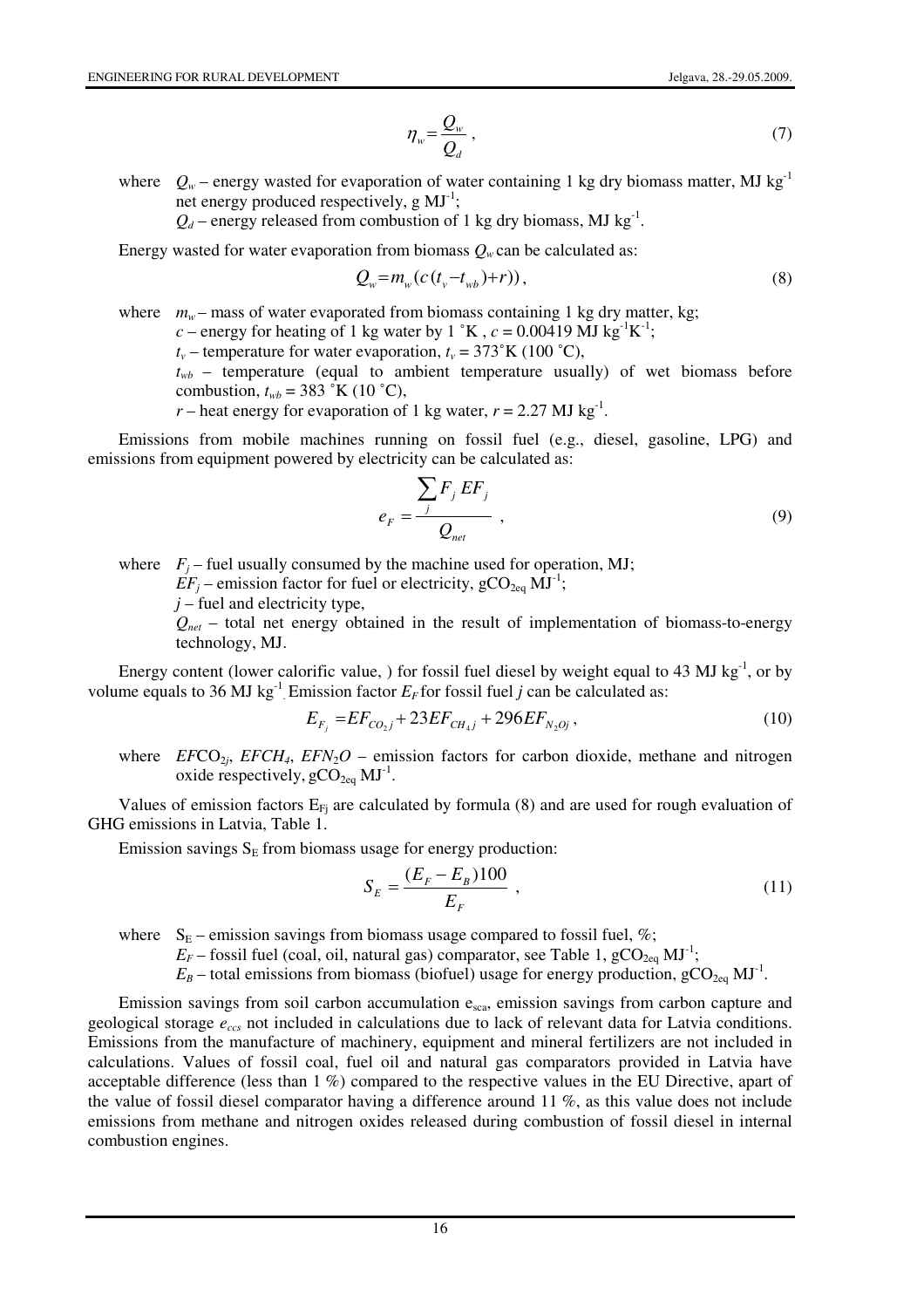$$\eta_w = \frac{Q_w}{Q_d}\ , \tag{7}$$

where $Q_w$ – energy wasted for evaporation of water containing 1 kg dry biomass matter, MJ kg$^{-1}$ net energy produced respectively, g MJ$^{-1}$;

$Q_d$ – energy released from combustion of 1 kg dry biomass, MJ kg$^{-1}$.

Energy wasted for water evaporation from biomass $Q_w$ can be calculated as:

$$Q_w = m_w(c(t_v - t_{wb}) + r))\ , \tag{8}$$

where $m_w$ – mass of water evaporated from biomass containing 1 kg dry matter, kg;

$c$ – energy for heating of 1 kg water by 1 ˚K , $c$ = 0.00419 MJ kg$^{-1}$K$^{-1}$;

$t_v$ – temperature for water evaporation, $t_v$ = 373˚K (100 ˚C),

$t_{wb}$ – temperature (equal to ambient temperature usually) of wet biomass before combustion, $t_{wb}$ = 383 ˚K (10 ˚C),

$r$ – heat energy for evaporation of 1 kg water, $r$ = 2.27 MJ kg$^{-1}$.

Emissions from mobile machines running on fossil fuel (e.g., diesel, gasoline, LPG) and emissions from equipment powered by electricity can be calculated as:

$$e_F = \frac{\sum_j F_j\, EF_j}{Q_{net}}\ , \tag{9}$$

where $F_j$ – fuel usually consumed by the machine used for operation, MJ;

$EF_j$ – emission factor for fuel or electricity, g$CO_{2eq}$ MJ$^{-1}$;

$j$ – fuel and electricity type,

$Q_{net}$ – total net energy obtained in the result of implementation of biomass-to-energy technology, MJ.

Energy content (lower calorific value, ) for fossil fuel diesel by weight equal to 43 MJ kg$^{-1}$, or by volume equals to 36 MJ kg$^{-1}$. Emission factor $E_F$ for fossil fuel $j$ can be calculated as:

$$E_{F_j} = EF_{CO_2 j} + 23EF_{CH_4 j} + 296EF_{N_2Oj}\ , \tag{10}$$

where $EFCO_{2j}$, $EFCH_4$, $EFN_2O$ – emission factors for carbon dioxide, methane and nitrogen oxide respectively, g$CO_{2eq}$ MJ$^{-1}$.

Values of emission factors $E_{Fj}$ are calculated by formula (8) and are used for rough evaluation of GHG emissions in Latvia, Table 1.

Emission savings $S_E$ from biomass usage for energy production:

$$S_E = \frac{(E_F - E_B)100}{E_F}\ , \tag{11}$$

where $S_E$ – emission savings from biomass usage compared to fossil fuel, %;

$E_F$ – fossil fuel (coal, oil, natural gas) comparator, see Table 1, g$CO_{2eq}$ MJ$^{-1}$;

$E_B$ – total emissions from biomass (biofuel) usage for energy production, g$CO_{2eq}$ MJ$^{-1}$.

Emission savings from soil carbon accumulation $e_{sca}$, emission savings from carbon capture and geological storage $e_{ccs}$ not included in calculations due to lack of relevant data for Latvia conditions. Emissions from the manufacture of machinery, equipment and mineral fertilizers are not included in calculations. Values of fossil coal, fuel oil and natural gas comparators provided in Latvia have acceptable difference (less than 1 %) compared to the respective values in the EU Directive, apart of the value of fossil diesel comparator having a difference around 11 %, as this value does not include emissions from methane and nitrogen oxides released during combustion of fossil diesel in internal combustion engines.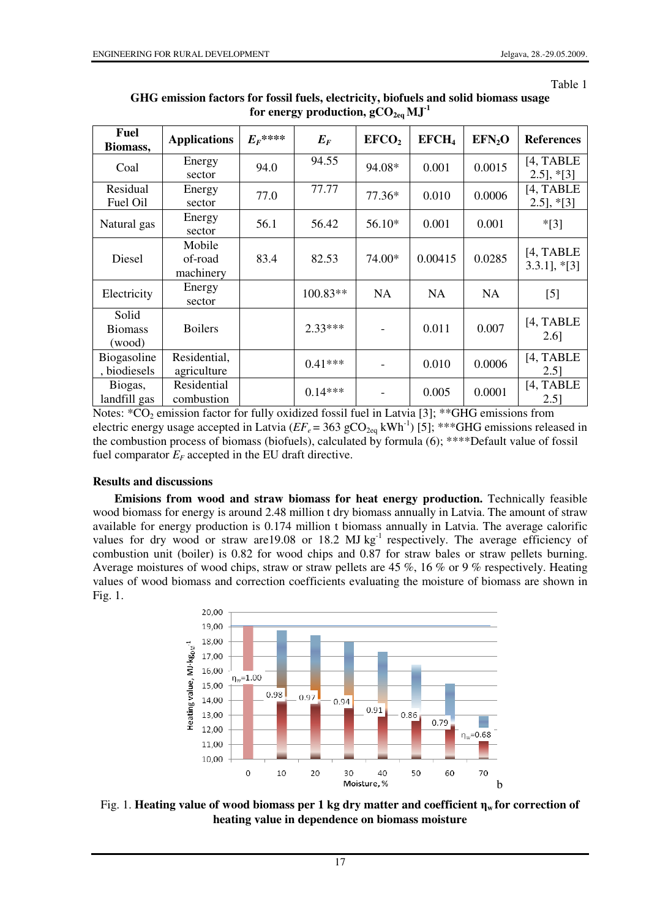Table 1

**GHG emission factors for fossil fuels, electricity, biofuels and solid biomass usage for energy production, $gCO_{2eq}\,MJ^{-1}$**

| Fuel Biomass, | Applications | $E_F$**** | $E_F$ | $EFCO_2$ | $EFCH_4$ | $EFN_2O$ | References |
|---|---|---|---|---|---|---|---|
| Coal | Energy sector | 94.0 | 94.55 | 94.08* | 0.001 | 0.0015 | [4, TABLE 2.5], *[3] |
| Residual Fuel Oil | Energy sector | 77.0 | 77.77 | 77.36* | 0.010 | 0.0006 | [4, TABLE 2.5], *[3] |
| Natural gas | Energy sector | 56.1 | 56.42 | 56.10* | 0.001 | 0.001 | *[3] |
| Diesel | Mobile of-road machinery | 83.4 | 82.53 | 74.00* | 0.00415 | 0.0285 | [4, TABLE 3.3.1], *[3] |
| Electricity | Energy sector | | 100.83** | NA | NA | NA | [5] |
| Solid Biomass (wood) | Boilers | | 2.33*** | - | 0.011 | 0.007 | [4, TABLE 2.6] |
| Biogasoline, biodiesels | Residential, agriculture | | 0.41*** | - | 0.010 | 0.0006 | [4, TABLE 2.5] |
| Biogas, landfill gas | Residential combustion | | 0.14*** | - | 0.005 | 0.0001 | [4, TABLE 2.5] |

Notes: *$CO_2$ emission factor for fully oxidized fossil fuel in Latvia [3]; **GHG emissions from electric energy usage accepted in Latvia ($EF_e = 363\ gCO_{2eq}\,kWh^{-1}$) [5]; ***GHG emissions released in the combustion process of biomass (biofuels), calculated by formula (6); ****Default value of fossil fuel comparator $E_F$ accepted in the EU draft directive.

## Results and discussions

**Emisions from wood and straw biomass for heat energy production.** Technically feasible wood biomass for energy is around 2.48 million t dry biomass annually in Latvia. The amount of straw available for energy production is 0.174 million t biomass annually in Latvia. The average calorific values for dry wood or straw are19.08 or 18.2 $MJ\,kg^{-1}$ respectively. The average efficiency of combustion unit (boiler) is 0.82 for wood chips and 0.87 for straw bales or straw pellets burning. Average moistures of wood chips, straw or straw pellets are 45 %, 16 % or 9 % respectively. Heating values of wood biomass and correction coefficients evaluating the moisture of biomass are shown in Fig. 1.

Fig. 1. **Heating value of wood biomass per 1 kg dry matter and coefficient $\eta_w$ for correction of heating value in dependence on biomass moisture**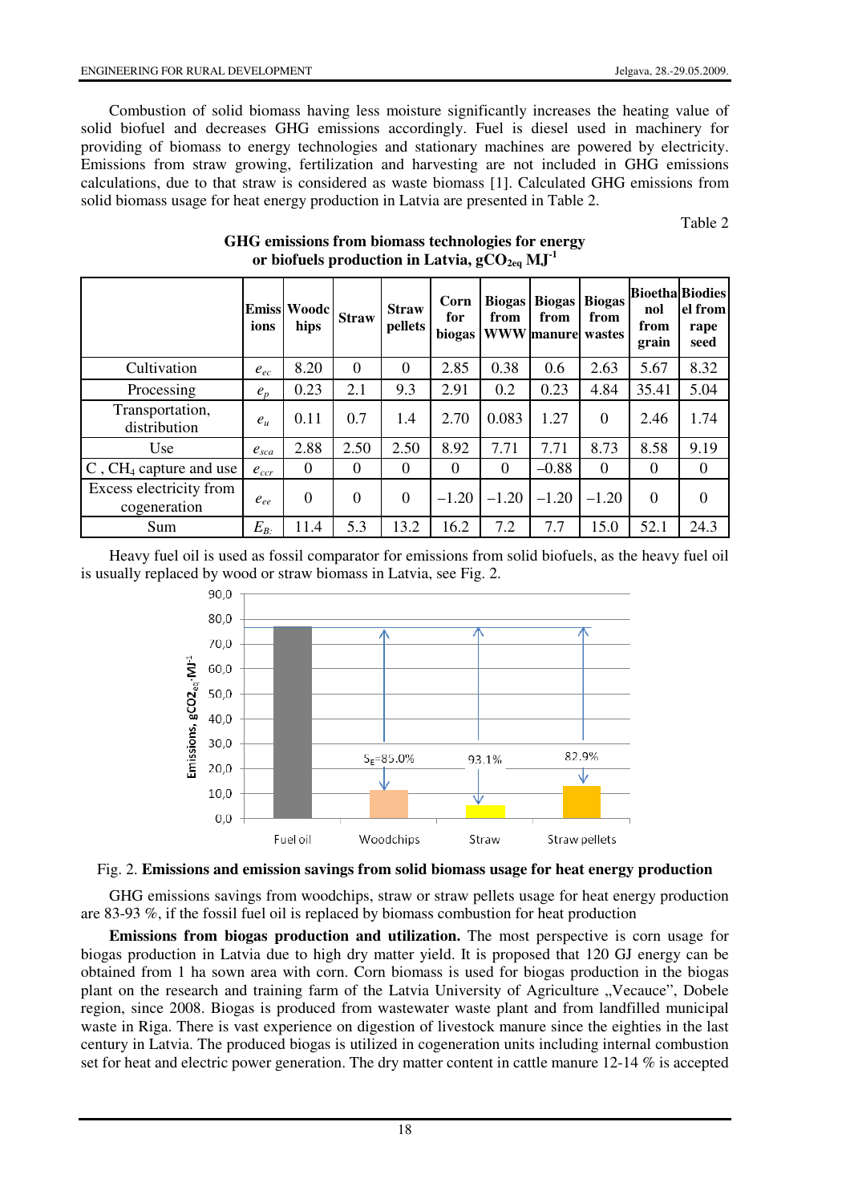Combustion of solid biomass having less moisture significantly increases the heating value of solid biofuel and decreases GHG emissions accordingly. Fuel is diesel used in machinery for providing of biomass to energy technologies and stationary machines are powered by electricity. Emissions from straw growing, fertilization and harvesting are not included in GHG emissions calculations, due to that straw is considered as waste biomass [1]. Calculated GHG emissions from solid biomass usage for heat energy production in Latvia are presented in Table 2.

Table 2

**GHG emissions from biomass technologies for energy or biofuels production in Latvia, $gCO_{2eq}\ MJ^{-1}$**

| | Emissions | Woodchips | Straw | Straw pellets | Corn for biogas | Biogas from WWW | Biogas from manure | Biogas from wastes | Bioethanol from grain | Biodiesel from rape seed |
|---|---|---|---|---|---|---|---|---|---|---|
| Cultivation | $e_{ec}$ | 8.20 | 0 | 0 | 2.85 | 0.38 | 0.6 | 2.63 | 5.67 | 8.32 |
| Processing | $e_p$ | 0.23 | 2.1 | 9.3 | 2.91 | 0.2 | 0.23 | 4.84 | 35.41 | 5.04 |
| Transportation, distribution | $e_u$ | 0.11 | 0.7 | 1.4 | 2.70 | 0.083 | 1.27 | 0 | 2.46 | 1.74 |
| Use | $e_{sca}$ | 2.88 | 2.50 | 2.50 | 8.92 | 7.71 | 7.71 | 8.73 | 8.58 | 9.19 |
| C , $CH_4$ capture and use | $e_{ccr}$ | 0 | 0 | 0 | 0 | 0 | −0.88 | 0 | 0 | 0 |
| Excess electricity from cogeneration | $e_{ee}$ | 0 | 0 | 0 | −1.20 | −1.20 | −1.20 | −1.20 | 0 | 0 |
| Sum | $E_B$: | 11.4 | 5.3 | 13.2 | 16.2 | 7.2 | 7.7 | 15.0 | 52.1 | 24.3 |

Heavy fuel oil is used as fossil comparator for emissions from solid biofuels, as the heavy fuel oil is usually replaced by wood or straw biomass in Latvia, see Fig. 2.

Fig. 2. **Emissions and emission savings from solid biomass usage for heat energy production**

GHG emissions savings from woodchips, straw or straw pellets usage for heat energy production are 83-93 %, if the fossil fuel oil is replaced by biomass combustion for heat production

**Emissions from biogas production and utilization.** The most perspective is corn usage for biogas production in Latvia due to high dry matter yield. It is proposed that 120 GJ energy can be obtained from 1 ha sown area with corn. Corn biomass is used for biogas production in the biogas plant on the research and training farm of the Latvia University of Agriculture „Vecauce", Dobele region, since 2008. Biogas is produced from wastewater waste plant and from landfilled municipal waste in Riga. There is vast experience on digestion of livestock manure since the eighties in the last century in Latvia. The produced biogas is utilized in cogeneration units including internal combustion set for heat and electric power generation. The dry matter content in cattle manure 12-14 % is accepted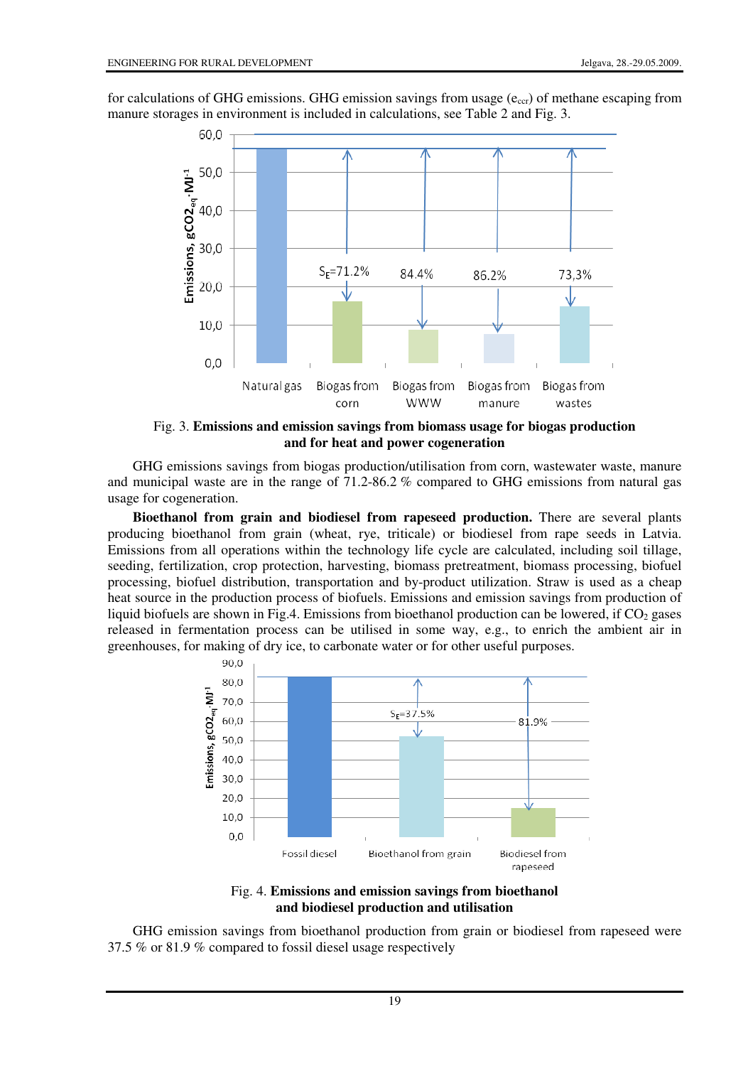for calculations of GHG emissions. GHG emission savings from usage ($e_{ccr}$) of methane escaping from manure storages in environment is included in calculations, see Table 2 and Fig. 3.

Fig. 3. **Emissions and emission savings from biomass usage for biogas production and for heat and power cogeneration**

GHG emissions savings from biogas production/utilisation from corn, wastewater waste, manure and municipal waste are in the range of 71.2-86.2 % compared to GHG emissions from natural gas usage for cogeneration.

**Bioethanol from grain and biodiesel from rapeseed production.** There are several plants producing bioethanol from grain (wheat, rye, triticale) or biodiesel from rape seeds in Latvia. Emissions from all operations within the technology life cycle are calculated, including soil tillage, seeding, fertilization, crop protection, harvesting, biomass pretreatment, biomass processing, biofuel processing, biofuel distribution, transportation and by-product utilization. Straw is used as a cheap heat source in the production process of biofuels. Emissions and emission savings from production of liquid biofuels are shown in Fig.4. Emissions from bioethanol production can be lowered, if $CO_2$ gases released in fermentation process can be utilised in some way, e.g., to enrich the ambient air in greenhouses, for making of dry ice, to carbonate water or for other useful purposes.

Fig. 4. **Emissions and emission savings from bioethanol and biodiesel production and utilisation**

GHG emission savings from bioethanol production from grain or biodiesel from rapeseed were 37.5 % or 81.9 % compared to fossil diesel usage respectively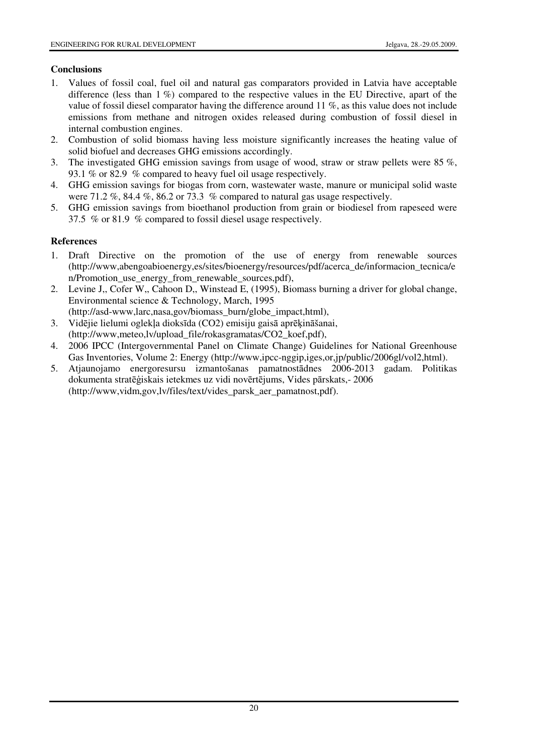## Conclusions

1. Values of fossil coal, fuel oil and natural gas comparators provided in Latvia have acceptable difference (less than 1 %) compared to the respective values in the EU Directive, apart of the value of fossil diesel comparator having the difference around 11 %, as this value does not include emissions from methane and nitrogen oxides released during combustion of fossil diesel in internal combustion engines.
2. Combustion of solid biomass having less moisture significantly increases the heating value of solid biofuel and decreases GHG emissions accordingly.
3. The investigated GHG emission savings from usage of wood, straw or straw pellets were 85 %, 93.1 % or 82.9 % compared to heavy fuel oil usage respectively.
4. GHG emission savings for biogas from corn, wastewater waste, manure or municipal solid waste were 71.2 %, 84.4 %, 86.2 or 73.3 % compared to natural gas usage respectively.
5. GHG emission savings from bioethanol production from grain or biodiesel from rapeseed were 37.5 % or 81.9 % compared to fossil diesel usage respectively.

## References

1. Draft Directive on the promotion of the use of energy from renewable sources (http://www,abengoabioenergy,es/sites/bioenergy/resources/pdf/acerca_de/informacion_tecnica/en/Promotion_use_energy_from_renewable_sources,pdf),
2. Levine J,, Cofer W,, Cahoon D,, Winstead E, (1995), Biomass burning a driver for global change, Environmental science & Technology, March, 1995 (http://asd-www,larc,nasa,gov/biomass_burn/globe_impact,html),
3. Vidējie lielumi oglekļa dioksīda (CO2) emisiju gaisā aprēķināšanai, (http://www,meteo,lv/upload_file/rokasgramatas/CO2_koef,pdf),
4. 2006 IPCC (Intergovernmental Panel on Climate Change) Guidelines for National Greenhouse Gas Inventories, Volume 2: Energy (http://www,ipcc-nggip,iges,or,jp/public/2006gl/vol2,html).
5. Atjaunojamo energoresursu izmantošanas pamatnostādnes 2006-2013 gadam. Politikas dokumenta stratēģiskais ietekmes uz vidi novērtējums, Vides pārskats,- 2006 (http://www,vidm,gov,lv/files/text/vides_parsk_aer_pamatnost,pdf).